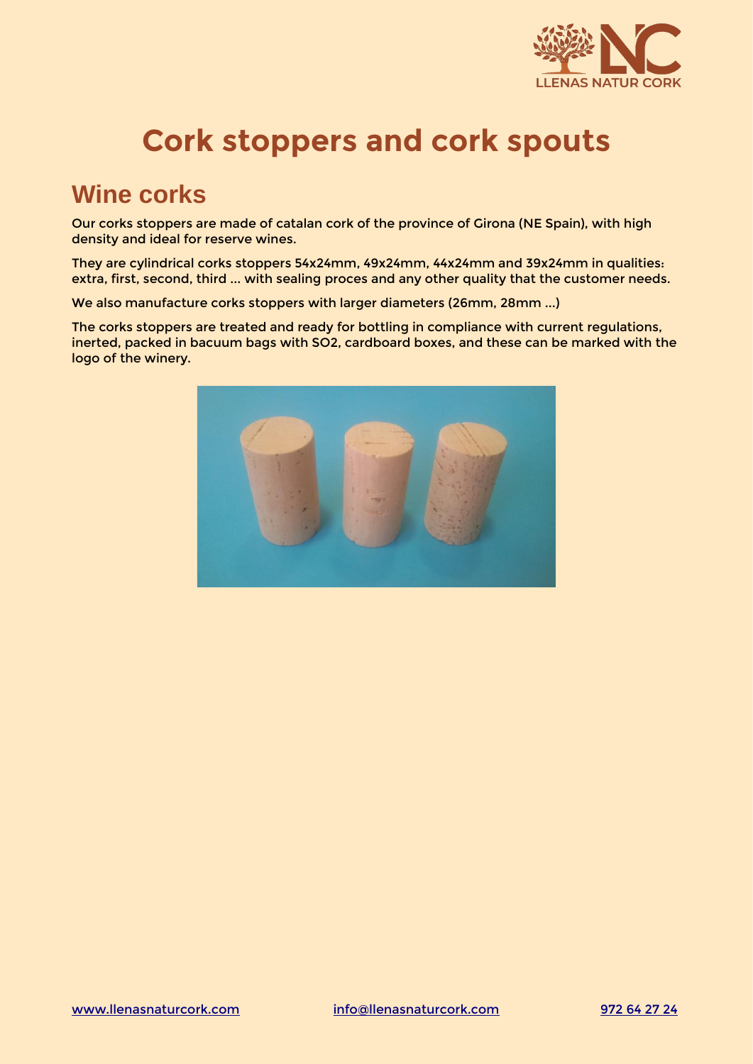# Cork stoppers and cork spouts

## Wine corks

Our corks stoppers are made of catalan cork of the province of Girona (NE Spain), with high density and ideal for reserve wines.

They are cylindrical corks stoppers 54x24mm, 49x24mm, 44x24mm and 39x24mm in qualities: extra, first, second, third ... with sealing proces and any other quality that the customer needs.

We also manufacture corks stoppers with larger diameters (26mm, 28mm ...)

The corks stoppers are treated and ready for bottling in compliance with current regulations, inerted, packed in bacuum bags with $SO_2$, cardboard boxes, and these can be marked with the logo of the winery.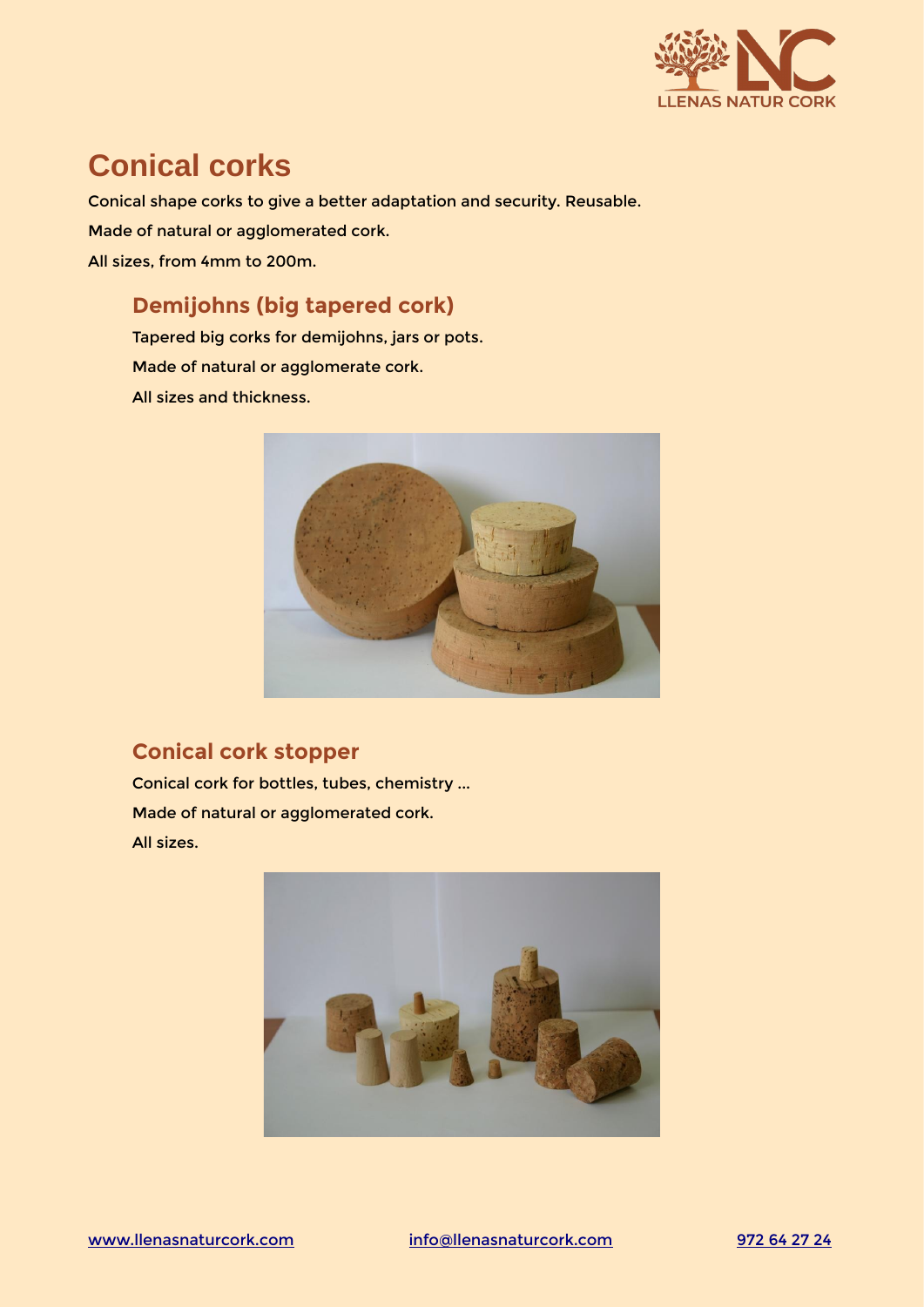# Conical corks

Conical shape corks to give a better adaptation and security. Reusable.

Made of natural or agglomerated cork.

All sizes, from 4mm to 200m.

## Demijohns (big tapered cork)

Tapered big corks for demijohns, jars or pots.

Made of natural or agglomerate cork.

All sizes and thickness.

## Conical cork stopper

Conical cork for bottles, tubes, chemistry ...

Made of natural or agglomerated cork.

All sizes.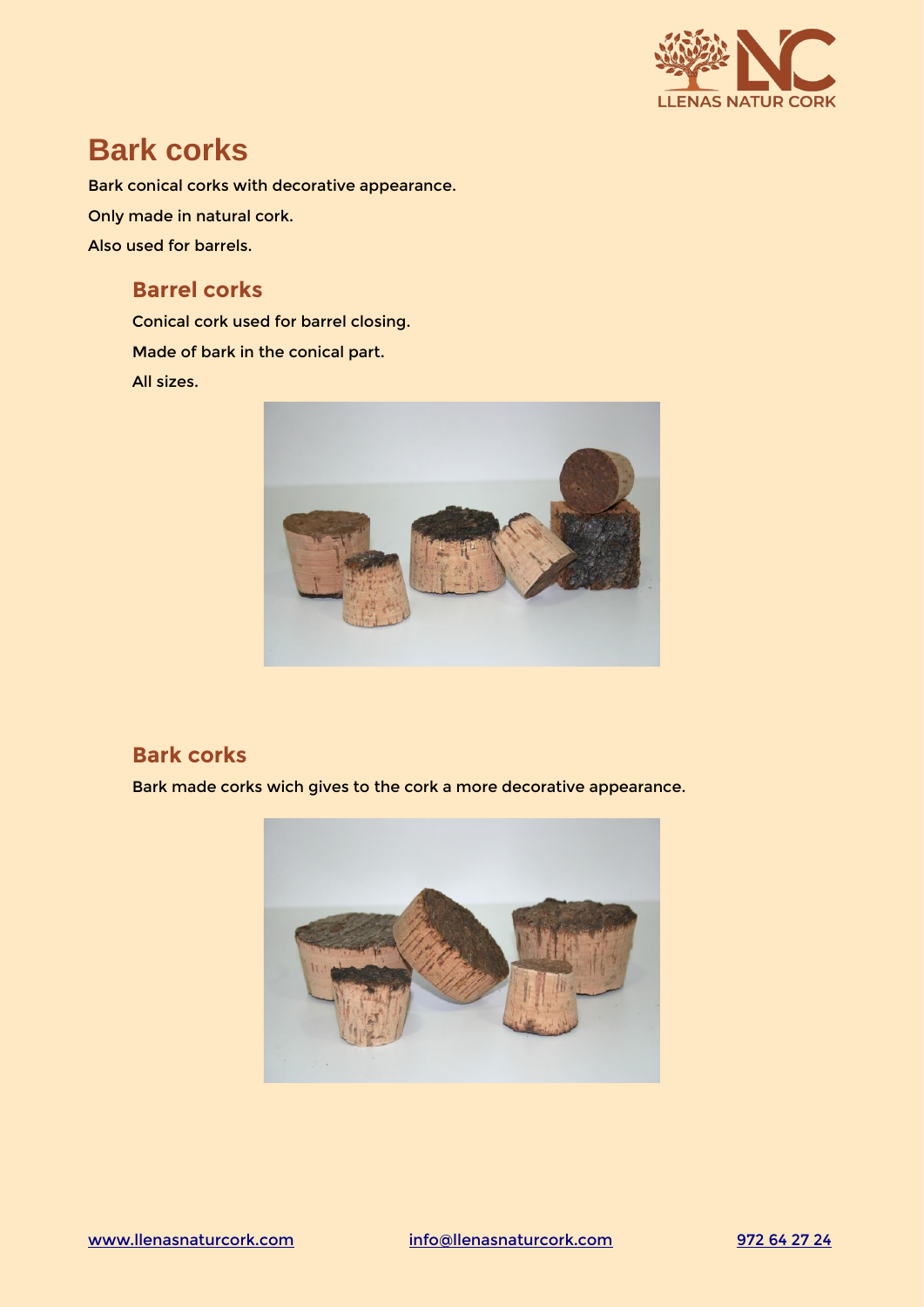# Bark corks

Bark conical corks with decorative appearance.

Only made in natural cork.

Also used for barrels.

## Barrel corks

Conical cork used for barrel closing.

Made of bark in the conical part.

All sizes.

## Bark corks

Bark made corks wich gives to the cork a more decorative appearance.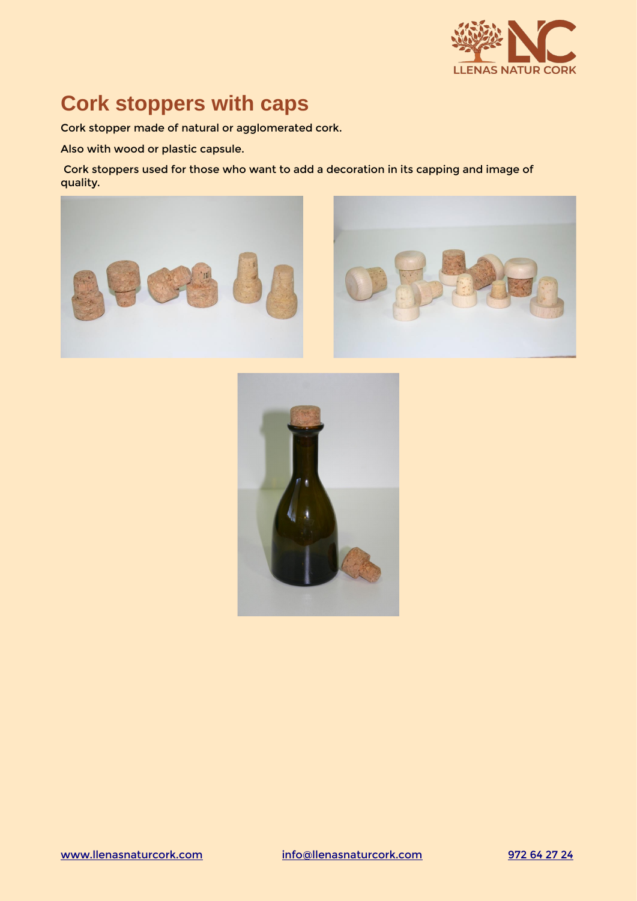# Cork stoppers with caps

Cork stopper made of natural or agglomerated cork.

Also with wood or plastic capsule.

Cork stoppers used for those who want to add a decoration in its capping and image of quality.

[www.llenasnaturcork.com](http://www.llenasnaturcork.com) [info@llenasnaturcork.com](mailto:info@llenasnaturcork.com) 972 64 27 24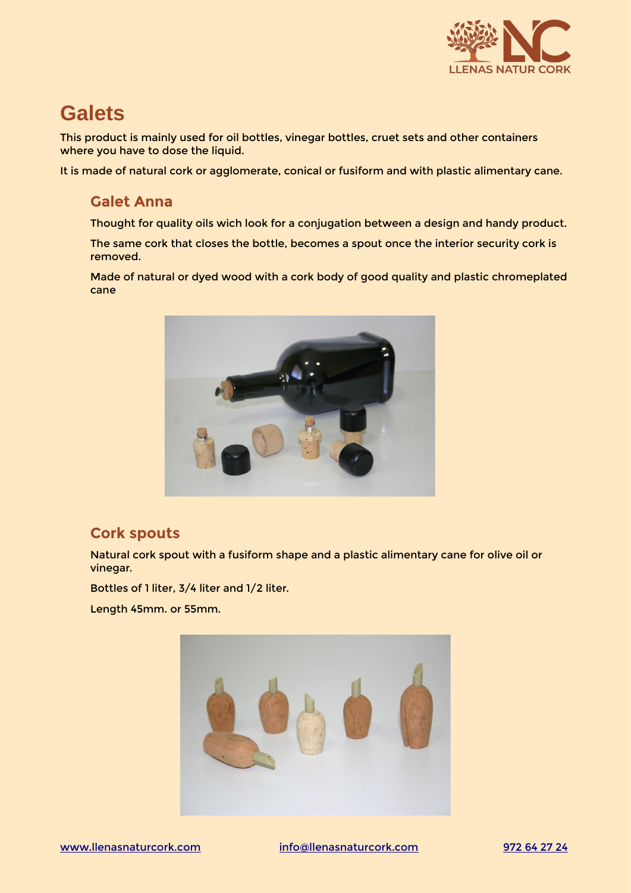# Galets

This product is mainly used for oil bottles, vinegar bottles, cruet sets and other containers where you have to dose the liquid.

It is made of natural cork or agglomerate, conical or fusiform and with plastic alimentary cane.

## Galet Anna

Thought for quality oils wich look for a conjugation between a design and handy product.

The same cork that closes the bottle, becomes a spout once the interior security cork is removed.

Made of natural or dyed wood with a cork body of good quality and plastic chromeplated cane

## Cork spouts

Natural cork spout with a fusiform shape and a plastic alimentary cane for olive oil or vinegar.

Bottles of 1 liter, 3/4 liter and 1/2 liter.

Length 45mm. or 55mm.

[www.llenasnaturcork.com](http://www.llenasnaturcork.com) [info@llenasnaturcork.com](mailto:info@llenasnaturcork.com) 972 64 27 24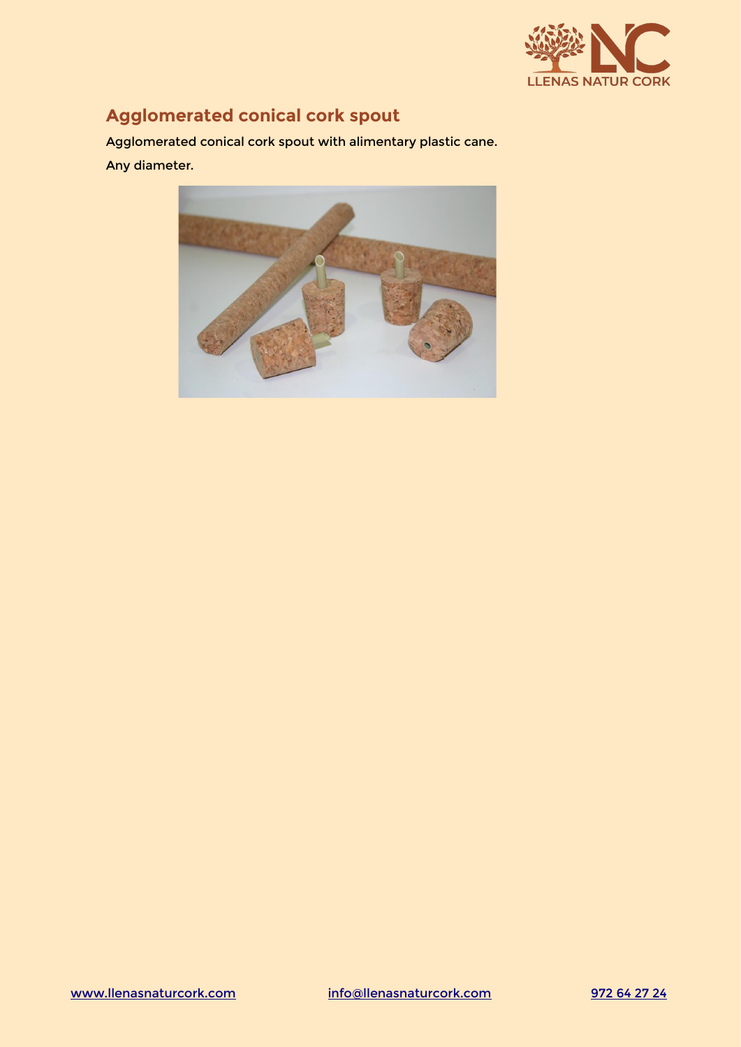## Agglomerated conical cork spout

Agglomerated conical cork spout with alimentary plastic cane.

Any diameter.